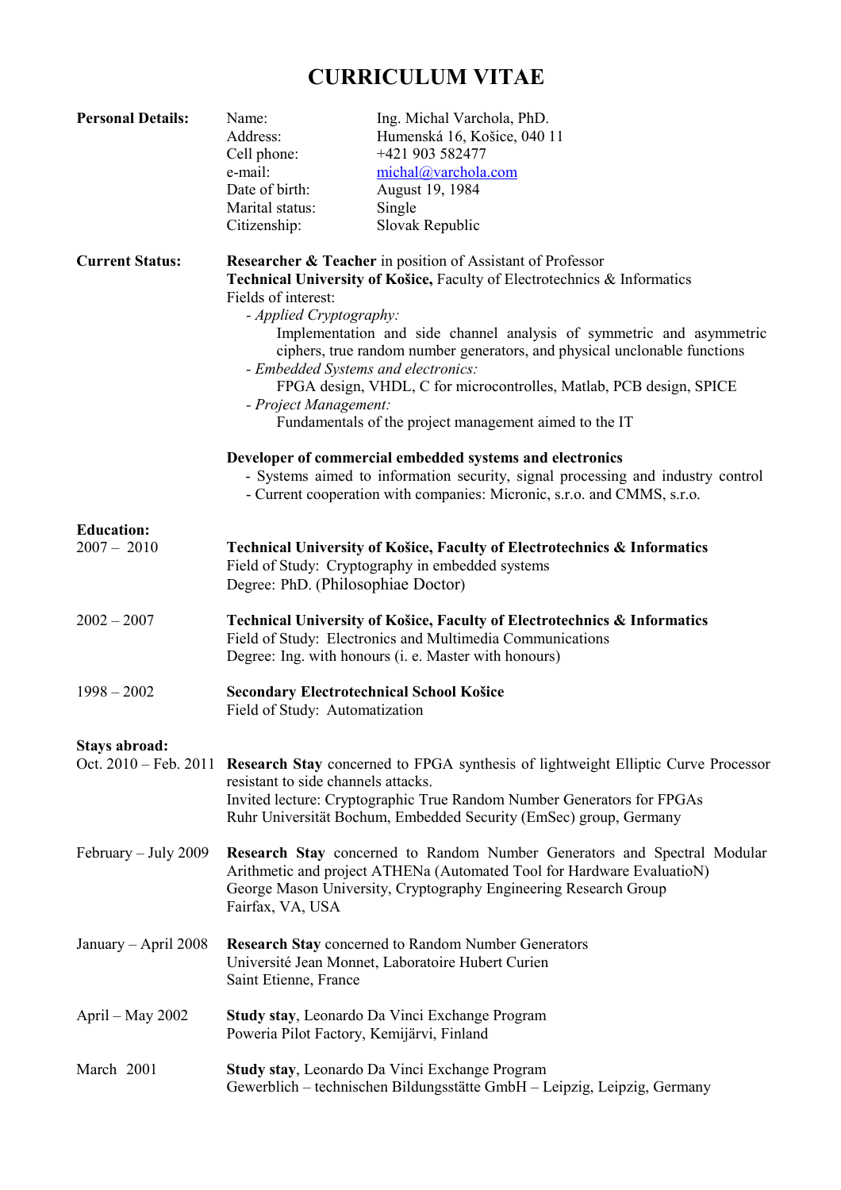# CURRICULUM VITAE

**Personal Details:**

| | |
|---|---|
| Name: | Ing. Michal Varchola, PhD. |
| Address: | Humenská 16, Košice, 040 11 |
| Cell phone: | +421 903 582477 |
| e-mail: | michal@varchola.com |
| Date of birth: | August 19, 1984 |
| Marital status: | Single |
| Citizenship: | Slovak Republic |

**Current Status:**

**Researcher & Teacher** in position of Assistant of Professor
**Technical University of Košice,** Faculty of Electrotechnics & Informatics
Fields of interest:

- *Applied Cryptography:*
  Implementation and side channel analysis of symmetric and asymmetric ciphers, true random number generators, and physical unclonable functions
- *Embedded Systems and electronics:*
  FPGA design, VHDL, C for microcontrolles, Matlab, PCB design, SPICE
- *Project Management:*
  Fundamentals of the project management aimed to the IT

**Developer of commercial embedded systems and electronics**

- Systems aimed to information security, signal processing and industry control
- Current cooperation with companies: Micronic, s.r.o. and CMMS, s.r.o.

**Education:**

2007 – 2010 **Technical University of Košice, Faculty of Electrotechnics & Informatics**
Field of Study: Cryptography in embedded systems
Degree: PhD. (Philosophiae Doctor)

2002 – 2007 **Technical University of Košice, Faculty of Electrotechnics & Informatics**
Field of Study: Electronics and Multimedia Communications
Degree: Ing. with honours (i. e. Master with honours)

1998 – 2002 **Secondary Electrotechnical School Košice**
Field of Study: Automatization

**Stays abroad:**

Oct. 2010 – Feb. 2011 **Research Stay** concerned to FPGA synthesis of lightweight Elliptic Curve Processor resistant to side channels attacks.
Invited lecture: Cryptographic True Random Number Generators for FPGAs
Ruhr Universität Bochum, Embedded Security (EmSec) group, Germany

February – July 2009 **Research Stay** concerned to Random Number Generators and Spectral Modular Arithmetic and project ATHENa (Automated Tool for Hardware EvaluatioN)
George Mason University, Cryptography Engineering Research Group
Fairfax, VA, USA

January – April 2008 **Research Stay** concerned to Random Number Generators
Université Jean Monnet, Laboratoire Hubert Curien
Saint Etienne, France

April – May 2002 **Study stay**, Leonardo Da Vinci Exchange Program
Poweria Pilot Factory, Kemijärvi, Finland

March 2001 **Study stay**, Leonardo Da Vinci Exchange Program
Gewerblich – technischen Bildungsstätte GmbH – Leipzig, Leipzig, Germany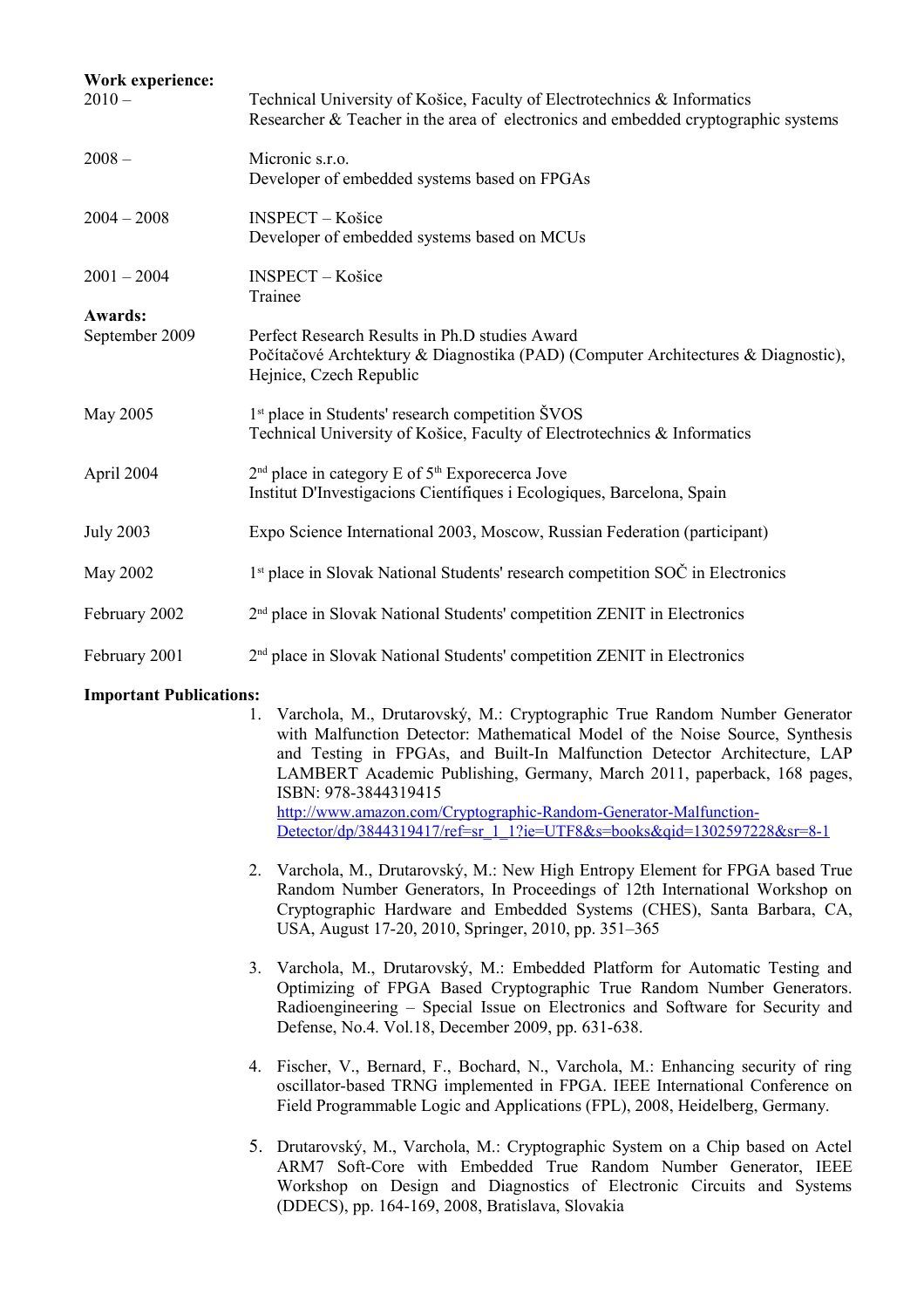**Work experience:**

| | |
|---|---|
| 2010 – | Technical University of Košice, Faculty of Electrotechnics & Informatics<br>Researcher & Teacher in the area of electronics and embedded cryptographic systems |
| 2008 – | Micronic s.r.o.<br>Developer of embedded systems based on FPGAs |
| 2004 – 2008 | INSPECT – Košice<br>Developer of embedded systems based on MCUs |
| 2001 – 2004 | INSPECT – Košice<br>Trainee |

**Awards:**

| | |
|---|---|
| September 2009 | Perfect Research Results in Ph.D studies Award<br>Počítačové Archtektury & Diagnostika (PAD) (Computer Architectures & Diagnostic), Hejnice, Czech Republic |
| May 2005 | 1st place in Students' research competition ŠVOS<br>Technical University of Košice, Faculty of Electrotechnics & Informatics |
| April 2004 | 2nd place in category E of 5th Exporecerca Jove<br>Institut D'Investigacions Científiques i Ecologiques, Barcelona, Spain |
| July 2003 | Expo Science International 2003, Moscow, Russian Federation (participant) |
| May 2002 | 1st place in Slovak National Students' research competition SOČ in Electronics |
| February 2002 | 2nd place in Slovak National Students' competition ZENIT in Electronics |
| February 2001 | 2nd place in Slovak National Students' competition ZENIT in Electronics |

**Important Publications:**

1. Varchola, M., Drutarovský, M.: Cryptographic True Random Number Generator with Malfunction Detector: Mathematical Model of the Noise Source, Synthesis and Testing in FPGAs, and Built-In Malfunction Detector Architecture, LAP LAMBERT Academic Publishing, Germany, March 2011, paperback, 168 pages, ISBN: 978-3844319415
   http://www.amazon.com/Cryptographic-Random-Generator-Malfunction-Detector/dp/3844319417/ref=sr_1_1?ie=UTF8&s=books&qid=1302597228&sr=8-1

2. Varchola, M., Drutarovský, M.: New High Entropy Element for FPGA based True Random Number Generators, In Proceedings of 12th International Workshop on Cryptographic Hardware and Embedded Systems (CHES), Santa Barbara, CA, USA, August 17-20, 2010, Springer, 2010, pp. 351–365

3. Varchola, M., Drutarovský, M.: Embedded Platform for Automatic Testing and Optimizing of FPGA Based Cryptographic True Random Number Generators. Radioengineering – Special Issue on Electronics and Software for Security and Defense, No.4. Vol.18, December 2009, pp. 631-638.

4. Fischer, V., Bernard, F., Bochard, N., Varchola, M.: Enhancing security of ring oscillator-based TRNG implemented in FPGA. IEEE International Conference on Field Programmable Logic and Applications (FPL), 2008, Heidelberg, Germany.

5. Drutarovský, M., Varchola, M.: Cryptographic System on a Chip based on Actel ARM7 Soft-Core with Embedded True Random Number Generator, IEEE Workshop on Design and Diagnostics of Electronic Circuits and Systems (DDECS), pp. 164-169, 2008, Bratislava, Slovakia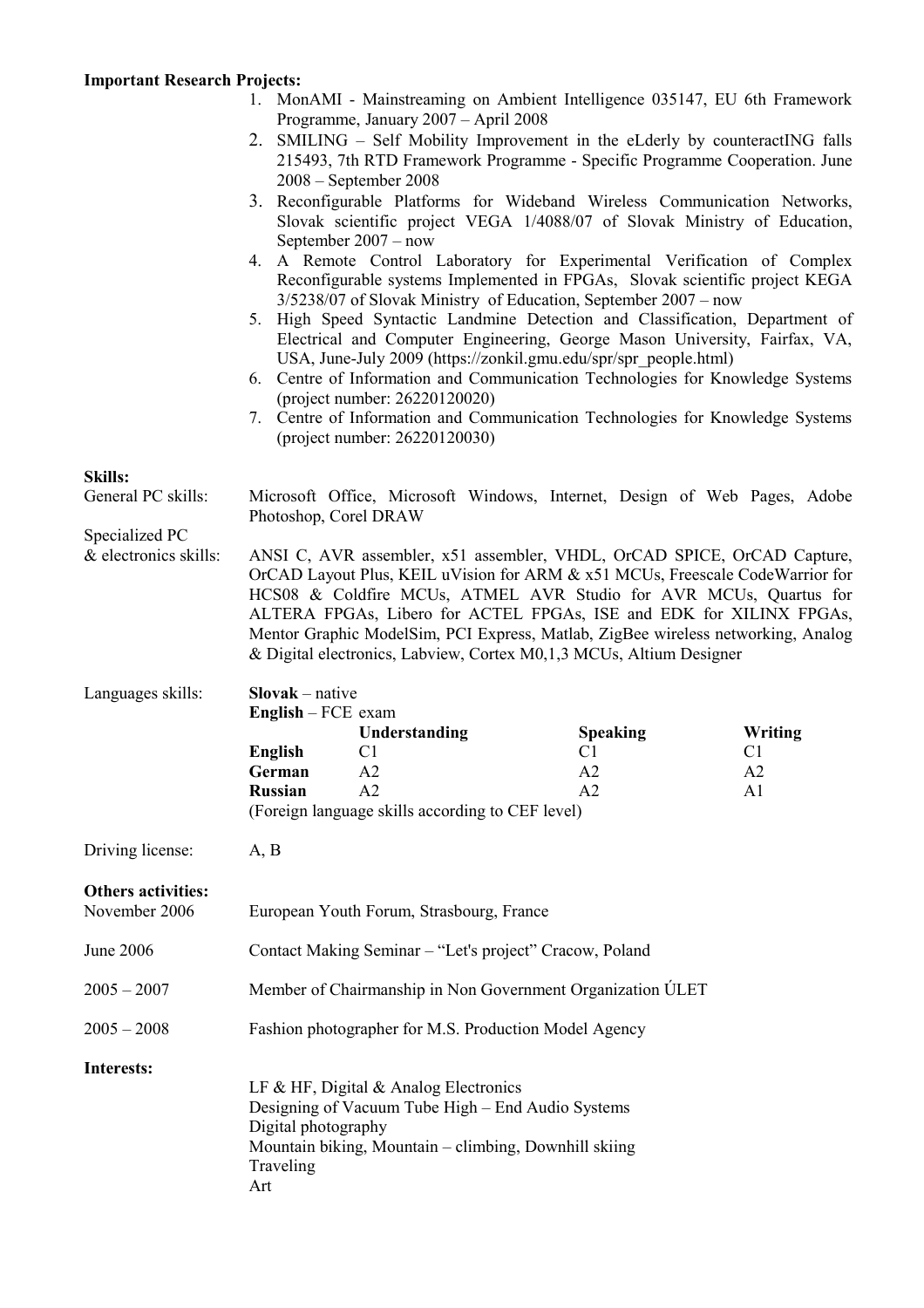**Important Research Projects:**

1. MonAMI - Mainstreaming on Ambient Intelligence 035147, EU 6th Framework Programme, January 2007 – April 2008
2. SMILING – Self Mobility Improvement in the eLderly by counteractING falls 215493, 7th RTD Framework Programme - Specific Programme Cooperation. June 2008 – September 2008
3. Reconfigurable Platforms for Wideband Wireless Communication Networks, Slovak scientific project VEGA 1/4088/07 of Slovak Ministry of Education, September 2007 – now
4. A Remote Control Laboratory for Experimental Verification of Complex Reconfigurable systems Implemented in FPGAs, Slovak scientific project KEGA 3/5238/07 of Slovak Ministry of Education, September 2007 – now
5. High Speed Syntactic Landmine Detection and Classification, Department of Electrical and Computer Engineering, George Mason University, Fairfax, VA, USA, June-July 2009 (https://zonkil.gmu.edu/spr/spr_people.html)
6. Centre of Information and Communication Technologies for Knowledge Systems (project number: 26220120020)
7. Centre of Information and Communication Technologies for Knowledge Systems (project number: 26220120030)

**Skills:**

General PC skills: Microsoft Office, Microsoft Windows, Internet, Design of Web Pages, Adobe Photoshop, Corel DRAW

Specialized PC & electronics skills: ANSI C, AVR assembler, x51 assembler, VHDL, OrCAD SPICE, OrCAD Capture, OrCAD Layout Plus, KEIL uVision for ARM & x51 MCUs, Freescale CodeWarrior for HCS08 & Coldfire MCUs, ATMEL AVR Studio for AVR MCUs, Quartus for ALTERA FPGAs, Libero for ACTEL FPGAs, ISE and EDK for XILINX FPGAs, Mentor Graphic ModelSim, PCI Express, Matlab, ZigBee wireless networking, Analog & Digital electronics, Labview, Cortex M0,1,3 MCUs, Altium Designer

Languages skills:
**Slovak** – native
**English** – FCE exam

| | Understanding | Speaking | Writing |
|---|---|---|---|
| **English** | C1 | C1 | C1 |
| **German** | A2 | A2 | A2 |
| **Russian** | A2 | A2 | A1 |

(Foreign language skills according to CEF level)

Driving license: A, B

**Others activities:**

November 2006 European Youth Forum, Strasbourg, France

June 2006 Contact Making Seminar – "Let's project" Cracow, Poland

2005 – 2007 Member of Chairmanship in Non Government Organization ÚLET

2005 – 2008 Fashion photographer for M.S. Production Model Agency

**Interests:**

LF & HF, Digital & Analog Electronics
Designing of Vacuum Tube High – End Audio Systems
Digital photography
Mountain biking, Mountain – climbing, Downhill skiing
Traveling
Art